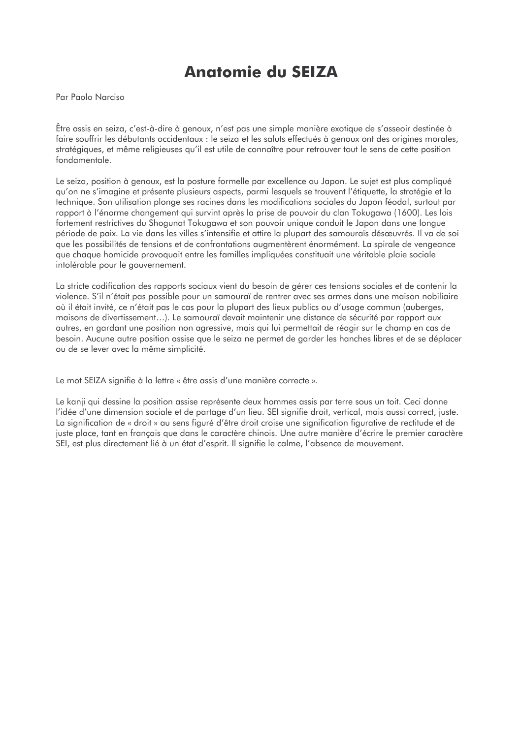# Anatomie du SEIZA

Par Paolo Narciso

Être assis en seiza, c'est-à-dire à genoux, n'est pas une simple manière exotique de s'asseoir destinée à faire souffrir les débutants occidentaux : le seiza et les saluts effectués à genoux ont des origines morales, stratégiques, et même religieuses qu'il est utile de connaître pour retrouver tout le sens de cette position fondamentale.

Le seiza, position à genoux, est la posture formelle par excellence au Japon. Le sujet est plus compliqué qu'on ne s'imagine et présente plusieurs aspects, parmi lesquels se trouvent l'étiquette, la stratégie et la technique. Son utilisation plonge ses racines dans les modifications sociales du Japon féodal, surtout par rapport à l'énorme changement qui survint après la prise de pouvoir du clan Tokugawa (1600). Les lois fortement restrictives du Shogunat Tokugawa et son pouvoir unique conduit le Japon dans une longue période de paix. La vie dans les villes s'intensifie et attire la plupart des samouraïs désœuvrés. Il va de soi que les possibilités de tensions et de confrontations augmentèrent énormément. La spirale de vengeance que chaque homicide provoquait entre les familles impliquées constituait une véritable plaie sociale intolérable pour le gouvernement.

La stricte codification des rapports sociaux vient du besoin de gérer ces tensions sociales et de contenir la violence. S'il n'était pas possible pour un samouraï de rentrer avec ses armes dans une maison nobiliaire où il était invité, ce n'était pas le cas pour la plupart des lieux publics ou d'usage commun (auberges, maisons de divertissement…). Le samouraï devait maintenir une distance de sécurité par rapport aux autres, en gardant une position non agressive, mais qui lui permettait de réagir sur le champ en cas de besoin. Aucune autre position assise que le seiza ne permet de garder les hanches libres et de se déplacer ou de se lever avec la même simplicité.

Le mot SEIZA signifie à la lettre « être assis d'une manière correcte ».

Le kanji qui dessine la position assise représente deux hommes assis par terre sous un toit. Ceci donne l'idée d'une dimension sociale et de partage d'un lieu. SEI signifie droit, vertical, mais aussi correct, juste. La signification de « droit » au sens figuré d'être droit croise une signification figurative de rectitude et de juste place, tant en français que dans le caractère chinois. Une autre manière d'écrire le premier caractère SEI, est plus directement lié à un état d'esprit. Il signifie le calme, l'absence de mouvement.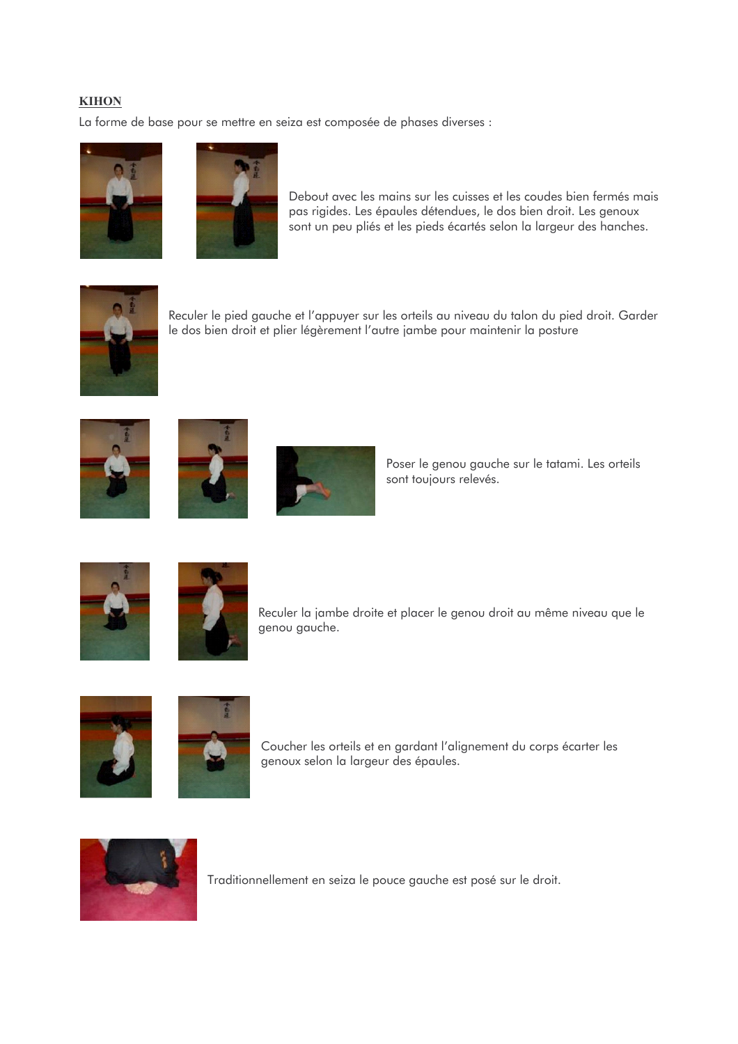**KIHON**

La forme de base pour se mettre en seiza est composée de phases diverses :

Debout avec les mains sur les cuisses et les coudes bien fermés mais pas rigides. Les épaules détendues, le dos bien droit. Les genoux sont un peu pliés et les pieds écartés selon la largeur des hanches.

Reculer le pied gauche et l'appuyer sur les orteils au niveau du talon du pied droit. Garder le dos bien droit et plier légèrement l'autre jambe pour maintenir la posture

Poser le genou gauche sur le tatami. Les orteils sont toujours relevés.

Reculer la jambe droite et placer le genou droit au même niveau que le genou gauche.

Coucher les orteils et en gardant l'alignement du corps écarter les genoux selon la largeur des épaules.

Traditionnellement en seiza le pouce gauche est posé sur le droit.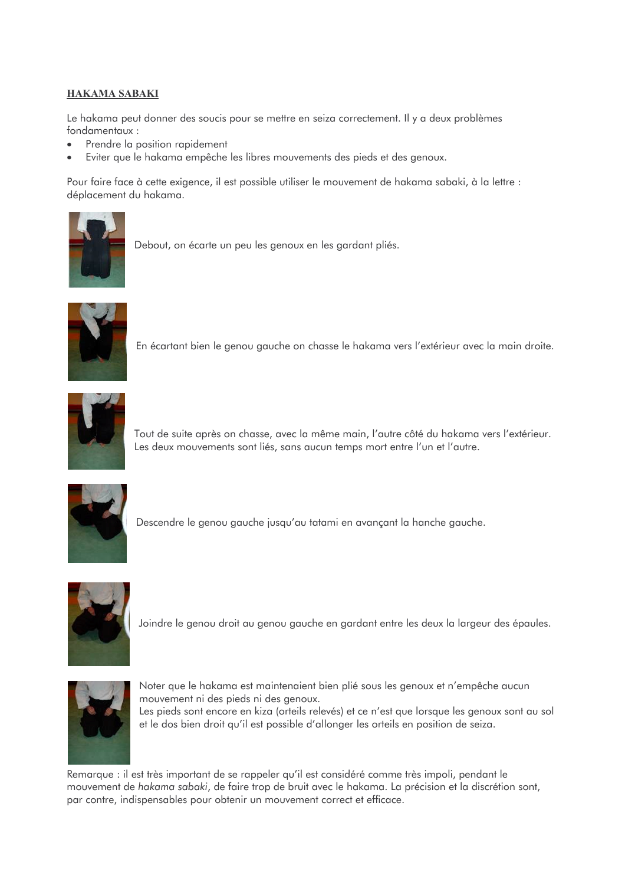**HAKAMA SABAKI**

Le hakama peut donner des soucis pour se mettre en seiza correctement. Il y a deux problèmes fondamentaux :

- Prendre la position rapidement
- Eviter que le hakama empêche les libres mouvements des pieds et des genoux.

Pour faire face à cette exigence, il est possible utiliser le mouvement de hakama sabaki, à la lettre : déplacement du hakama.

Debout, on écarte un peu les genoux en les gardant pliés.

En écartant bien le genou gauche on chasse le hakama vers l'extérieur avec la main droite.

Tout de suite après on chasse, avec la même main, l'autre côté du hakama vers l'extérieur. Les deux mouvements sont liés, sans aucun temps mort entre l'un et l'autre.

Descendre le genou gauche jusqu'au tatami en avançant la hanche gauche.

Joindre le genou droit au genou gauche en gardant entre les deux la largeur des épaules.

Noter que le hakama est maintenaient bien plié sous les genoux et n'empêche aucun mouvement ni des pieds ni des genoux.
Les pieds sont encore en kiza (orteils relevés) et ce n'est que lorsque les genoux sont au sol et le dos bien droit qu'il est possible d'allonger les orteils en position de seiza.

Remarque : il est très important de se rappeler qu'il est considéré comme très impoli, pendant le mouvement de *hakama sabaki*, de faire trop de bruit avec le hakama. La précision et la discrétion sont, par contre, indispensables pour obtenir un mouvement correct et efficace.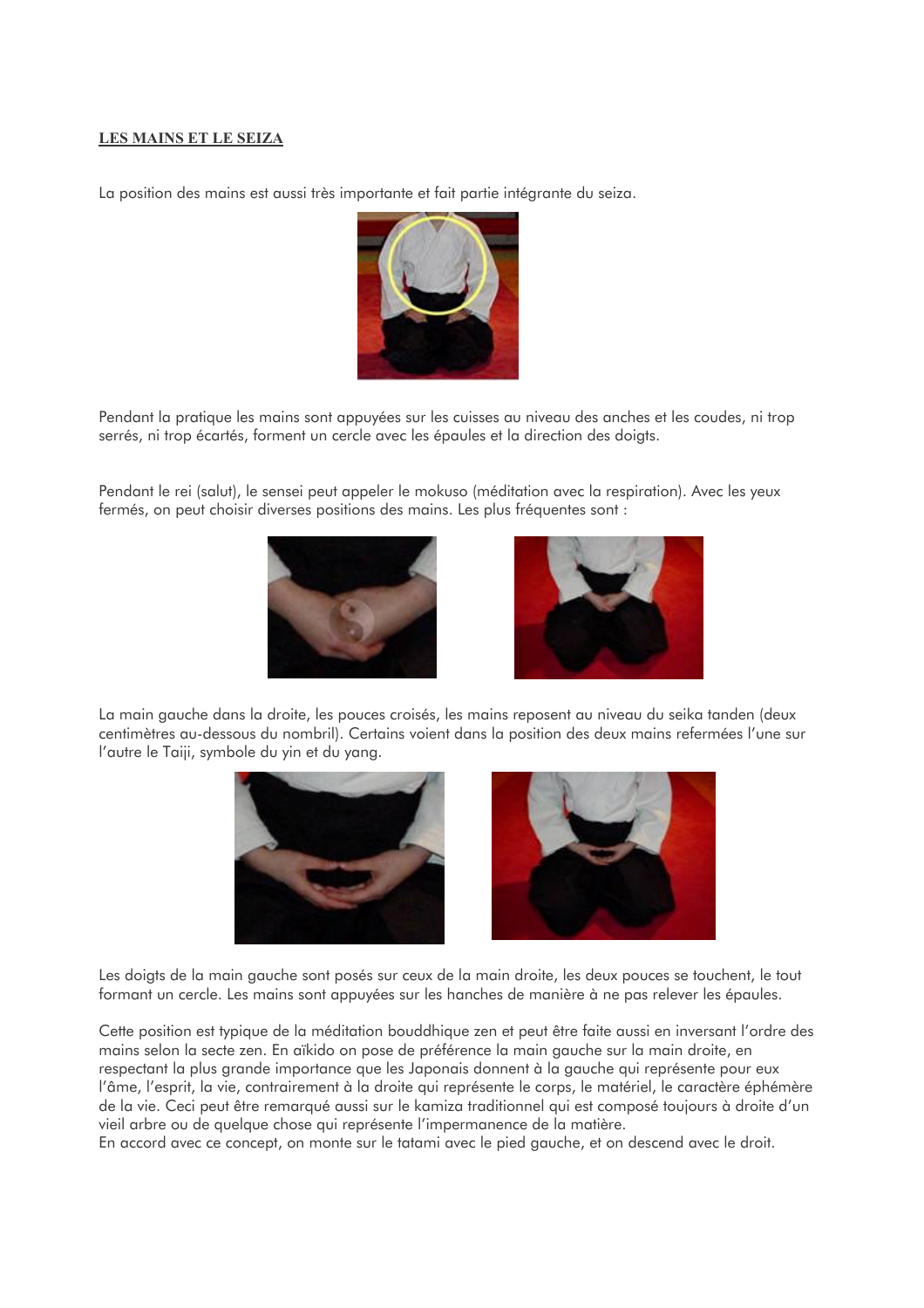## LES MAINS ET LE SEIZA

La position des mains est aussi très importante et fait partie intégrante du seiza.

Pendant la pratique les mains sont appuyées sur les cuisses au niveau des anches et les coudes, ni trop serrés, ni trop écartés, forment un cercle avec les épaules et la direction des doigts.

Pendant le rei (salut), le sensei peut appeler le mokuso (méditation avec la respiration). Avec les yeux fermés, on peut choisir diverses positions des mains. Les plus fréquentes sont :

La main gauche dans la droite, les pouces croisés, les mains reposent au niveau du seika tanden (deux centimètres au-dessous du nombril). Certains voient dans la position des deux mains refermées l'une sur l'autre le Taiji, symbole du yin et du yang.

Les doigts de la main gauche sont posés sur ceux de la main droite, les deux pouces se touchent, le tout formant un cercle. Les mains sont appuyées sur les hanches de manière à ne pas relever les épaules.

Cette position est typique de la méditation bouddhique zen et peut être faite aussi en inversant l'ordre des mains selon la secte zen. En aïkido on pose de préférence la main gauche sur la main droite, en respectant la plus grande importance que les Japonais donnent à la gauche qui représente pour eux l'âme, l'esprit, la vie, contrairement à la droite qui représente le corps, le matériel, le caractère éphémère de la vie. Ceci peut être remarqué aussi sur le kamiza traditionnel qui est composé toujours à droite d'un vieil arbre ou de quelque chose qui représente l'impermanence de la matière.
En accord avec ce concept, on monte sur le tatami avec le pied gauche, et on descend avec le droit.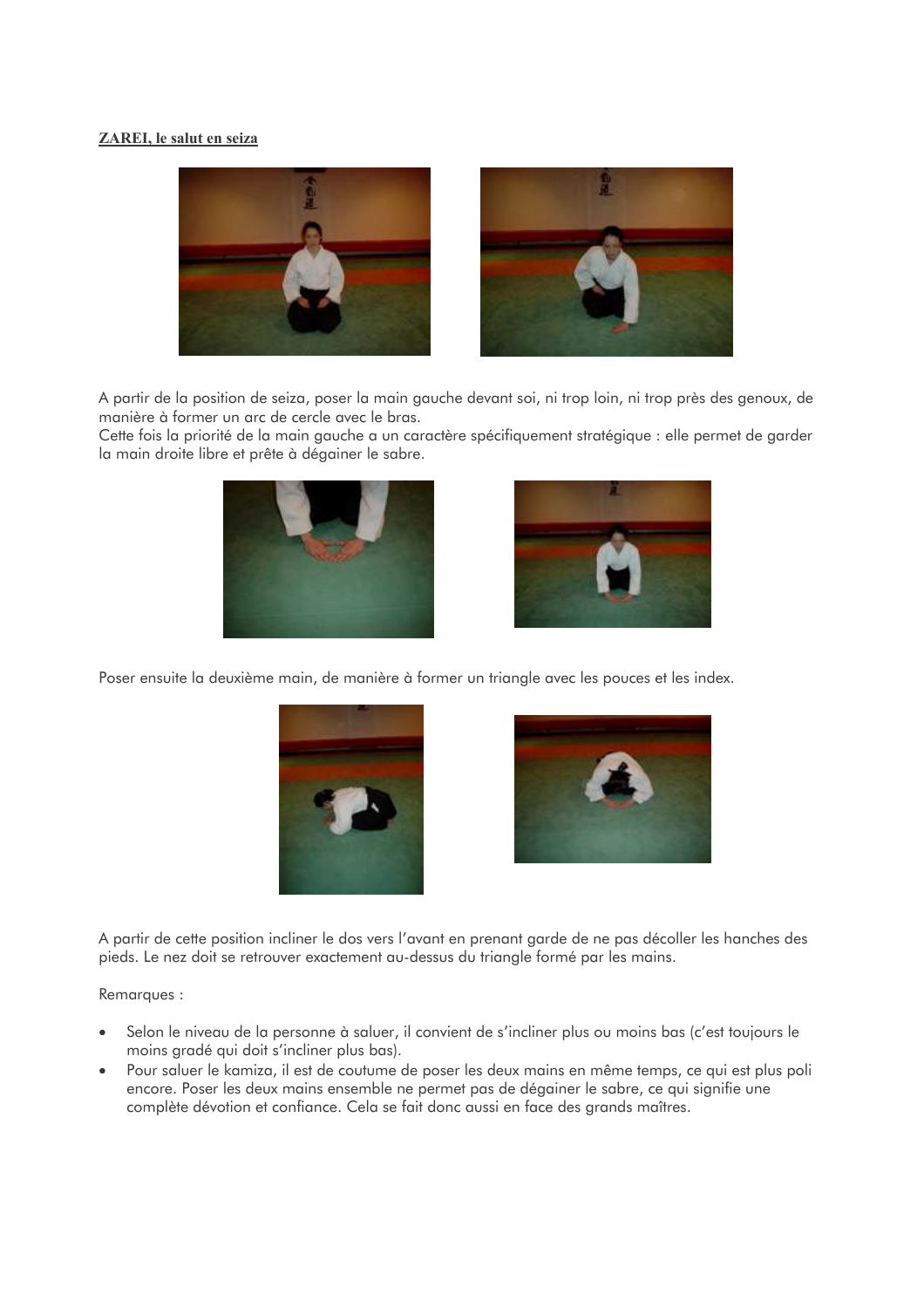**ZAREI, le salut en seiza**

A partir de la position de seiza, poser la main gauche devant soi, ni trop loin, ni trop près des genoux, de manière à former un arc de cercle avec le bras.
Cette fois la priorité de la main gauche a un caractère spécifiquement stratégique : elle permet de garder la main droite libre et prête à dégainer le sabre.

Poser ensuite la deuxième main, de manière à former un triangle avec les pouces et les index.

A partir de cette position incliner le dos vers l'avant en prenant garde de ne pas décoller les hanches des pieds. Le nez doit se retrouver exactement au-dessus du triangle formé par les mains.

Remarques :

- Selon le niveau de la personne à saluer, il convient de s'incliner plus ou moins bas (c'est toujours le moins gradé qui doit s'incliner plus bas).
- Pour saluer le kamiza, il est de coutume de poser les deux mains en même temps, ce qui est plus poli encore. Poser les deux mains ensemble ne permet pas de dégainer le sabre, ce qui signifie une complète dévotion et confiance. Cela se fait donc aussi en face des grands maîtres.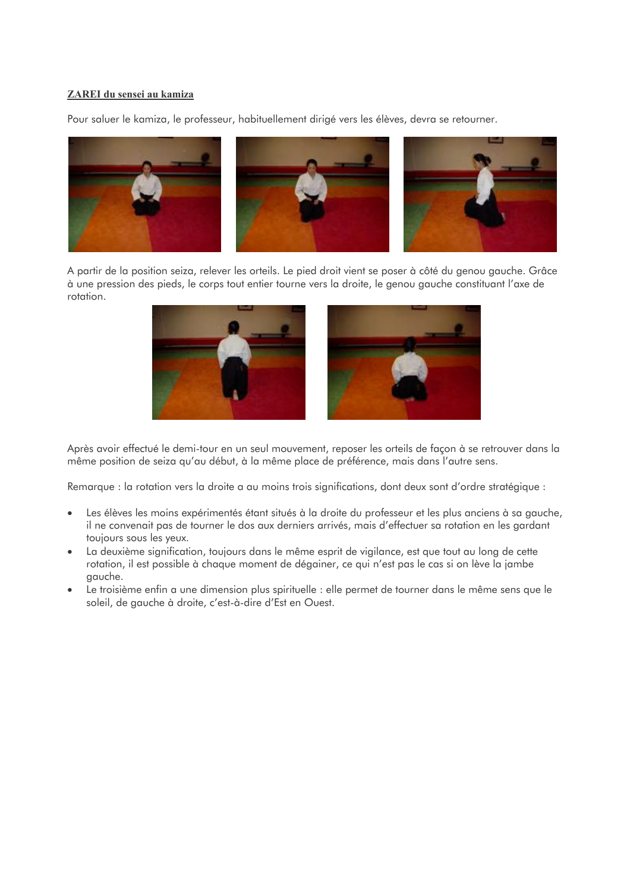**ZAREI du sensei au kamiza**

Pour saluer le kamiza, le professeur, habituellement dirigé vers les élèves, devra se retourner.

A partir de la position seiza, relever les orteils. Le pied droit vient se poser à côté du genou gauche. Grâce à une pression des pieds, le corps tout entier tourne vers la droite, le genou gauche constituant l'axe de rotation.

Après avoir effectué le demi-tour en un seul mouvement, reposer les orteils de façon à se retrouver dans la même position de seiza qu'au début, à la même place de préférence, mais dans l'autre sens.

Remarque : la rotation vers la droite a au moins trois significations, dont deux sont d'ordre stratégique :

- Les élèves les moins expérimentés étant situés à la droite du professeur et les plus anciens à sa gauche, il ne convenait pas de tourner le dos aux derniers arrivés, mais d'effectuer sa rotation en les gardant toujours sous les yeux.
- La deuxième signification, toujours dans le même esprit de vigilance, est que tout au long de cette rotation, il est possible à chaque moment de dégainer, ce qui n'est pas le cas si on lève la jambe gauche.
- Le troisième enfin a une dimension plus spirituelle : elle permet de tourner dans le même sens que le soleil, de gauche à droite, c'est-à-dire d'Est en Ouest.